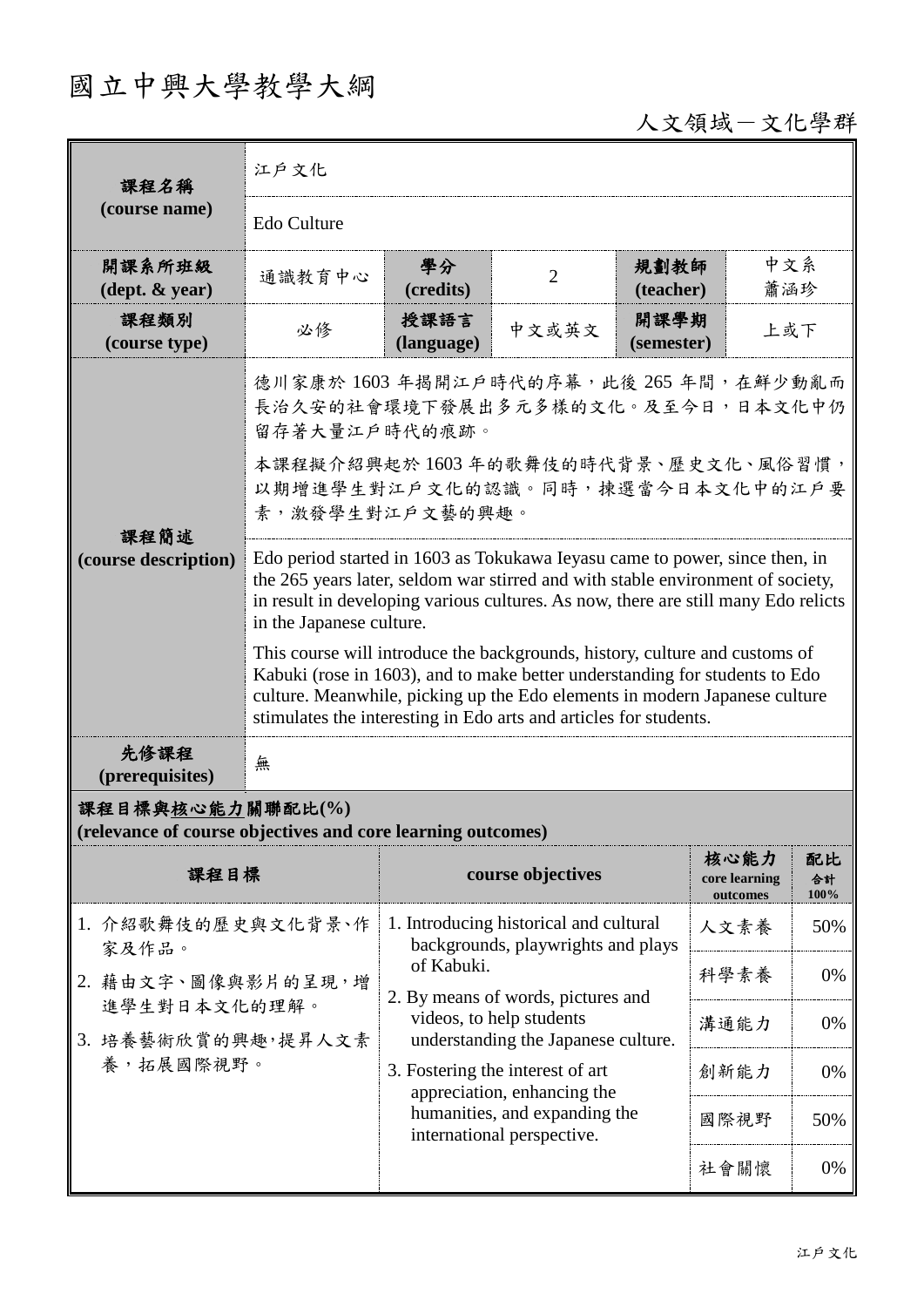# 國立中興大學教學大綱

人文領域－文化學群

| 課程名稱 (course name) | 江戶文化 | | | | |
|---|---|---|---|---|---|
| | Edo Culture | | | | |
| 開課系所班級 (dept. & year) | 通識教育中心 | 學分 (credits) | 2 | 規劃教師 (teacher) | 中文系 蕭涵珍 |
| 課程類別 (course type) | 必修 | 授課語言 (language) | 中文或英文 | 開課學期 (semester) | 上或下 |
| 課程簡述 (course description) | 德川家康於 1603 年揭開江戶時代的序幕，此後 265 年間，在鮮少動亂而長治久安的社會環境下發展出多元多樣的文化。及至今日，日本文化中仍留存著大量江戶時代的痕跡。<br>本課程擬介紹興起於 1603 年的歌舞伎的時代背景、歷史文化、風俗習慣，以期增進學生對江戶文化的認識。同時，揀選當今日本文化中的江戶要素，激發學生對江戶文藝的興趣。 | | | | |
| | Edo period started in 1603 as Tokukawa Ieyasu came to power, since then, in the 265 years later, seldom war stirred and with stable environment of society, in result in developing various cultures. As now, there are still many Edo relicts in the Japanese culture.<br>This course will introduce the backgrounds, history, culture and customs of Kabuki (rose in 1603), and to make better understanding for students to Edo culture. Meanwhile, picking up the Edo elements in modern Japanese culture stimulates the interesting in Edo arts and articles for students. | | | | |
| 先修課程 (prerequisites) | 無 | | | | |

**課程目標與核心能力關聯配比(%)**
**(relevance of course objectives and core learning outcomes)**

| 課程目標 | course objectives | 核心能力 core learning outcomes | 配比 合計 100% |
|---|---|---|---|
| 1. 介紹歌舞伎的歷史與文化背景、作家及作品。<br>2. 藉由文字、圖像與影片的呈現，增進學生對日本文化的理解。<br>3. 培養藝術欣賞的興趣，提昇人文素養，拓展國際視野。 | 1. Introducing historical and cultural backgrounds, playwrights and plays of Kabuki.<br>2. By means of words, pictures and videos, to help students understanding the Japanese culture.<br>3. Fostering the interest of art appreciation, enhancing the humanities, and expanding the international perspective. | 人文素養 | 50% |
| | | 科學素養 | 0% |
| | | 溝通能力 | 0% |
| | | 創新能力 | 0% |
| | | 國際視野 | 50% |
| | | 社會關懷 | 0% |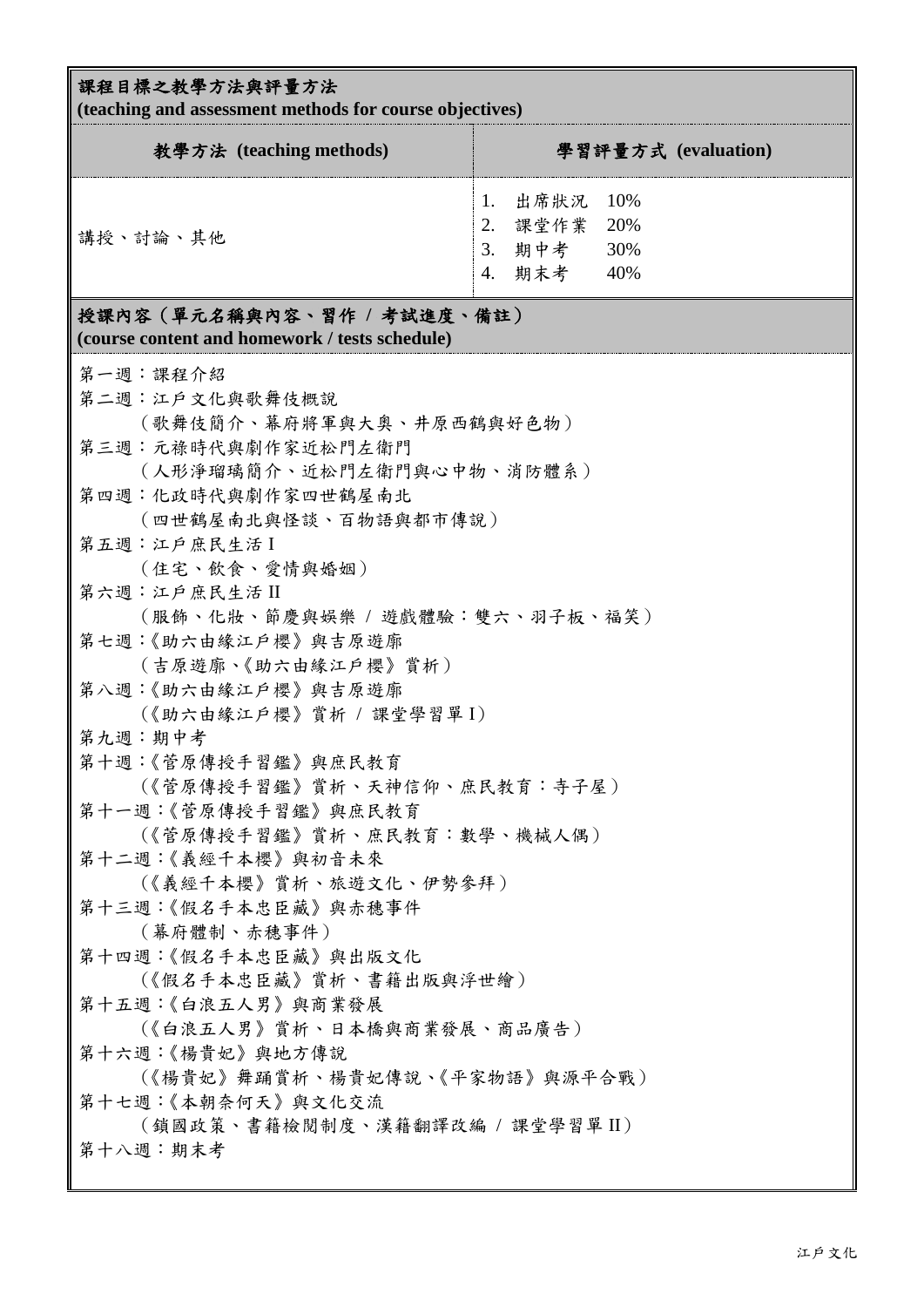**課程目標之教學方法與評量方法**
**(teaching and assessment methods for course objectives)**

| 教學方法 (teaching methods) | 學習評量方式 (evaluation) |
|---|---|
| 講授、討論、其他 | 1. 出席狀況 10%<br>2. 課堂作業 20%<br>3. 期中考 30%<br>4. 期末考 40% |

**授課內容（單元名稱與內容、習作 / 考試進度、備註）**
**(course content and homework / tests schedule)**

第一週：課程介紹

第二週：江戶文化與歌舞伎概說
（歌舞伎簡介、幕府將軍與大奧、井原西鶴與好色物）

第三週：元祿時代與劇作家近松門左衛門
（人形淨瑠璃簡介、近松門左衛門與心中物、消防體系）

第四週：化政時代與劇作家四世鶴屋南北
（四世鶴屋南北與怪談、百物語與都市傳說）

第五週：江戶庶民生活 I
（住宅、飲食、愛情與婚姻）

第六週：江戶庶民生活 II
（服飾、化妝、節慶與娛樂 / 遊戲體驗：雙六、羽子板、福笑）

第七週：《助六由緣江戶櫻》與吉原遊廓
（吉原遊廓、《助六由緣江戶櫻》賞析）

第八週：《助六由緣江戶櫻》與吉原遊廓
（《助六由緣江戶櫻》賞析 / 課堂學習單 I）

第九週：期中考

第十週：《菅原傳授手習鑑》與庶民教育
（《菅原傳授手習鑑》賞析、天神信仰、庶民教育：寺子屋）

第十一週：《菅原傳授手習鑑》與庶民教育
（《菅原傳授手習鑑》賞析、庶民教育：數學、機械人偶）

第十二週：《義經千本櫻》與初音未來
（《義經千本櫻》賞析、旅遊文化、伊勢參拜）

第十三週：《假名手本忠臣藏》與赤穗事件
（幕府體制、赤穗事件）

第十四週：《假名手本忠臣藏》與出版文化
（《假名手本忠臣藏》賞析、書籍出版與浮世繪）

第十五週：《白浪五人男》與商業發展
（《白浪五人男》賞析、日本橋與商業發展、商品廣告）

第十六週：《楊貴妃》與地方傳說
（《楊貴妃》舞踊賞析、楊貴妃傳說、《平家物語》與源平合戰）

第十七週：《本朝奈何天》與文化交流
（鎖國政策、書籍檢閱制度、漢籍翻譯改編 / 課堂學習單 II）

第十八週：期末考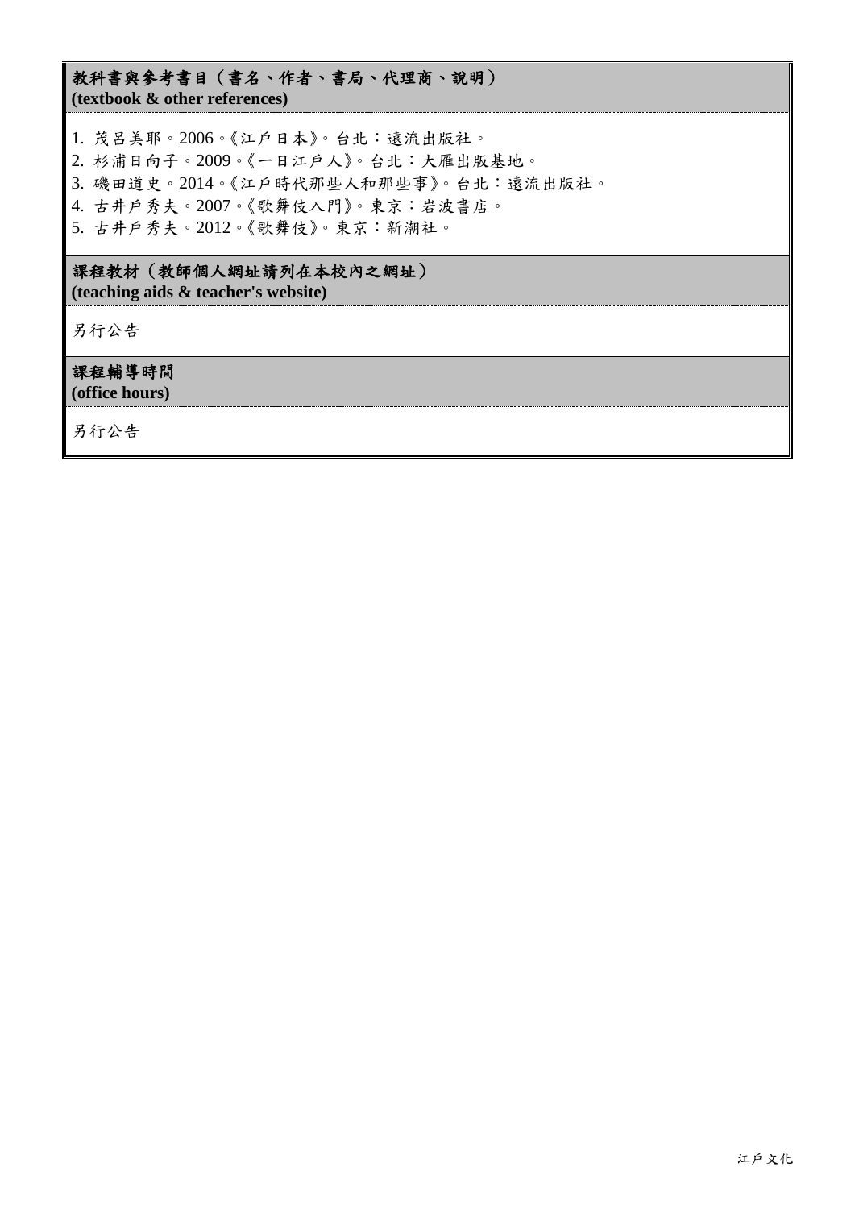**教科書與參考書目（書名、作者、書局、代理商、說明）**
**(textbook & other references)**

1. 茂呂美耶。2006。《江戶日本》。台北：遠流出版社。
2. 杉浦日向子。2009。《一日江戶人》。台北：大雁出版基地。
3. 磯田道史。2014。《江戶時代那些人和那些事》。台北：遠流出版社。
4. 古井戶秀夫。2007。《歌舞伎入門》。東京：岩波書店。
5. 古井戶秀夫。2012。《歌舞伎》。東京：新潮社。

**課程教材（教師個人網址請列在本校內之網址）**
**(teaching aids & teacher's website)**

另行公告

**課程輔導時間**
**(office hours)**

另行公告